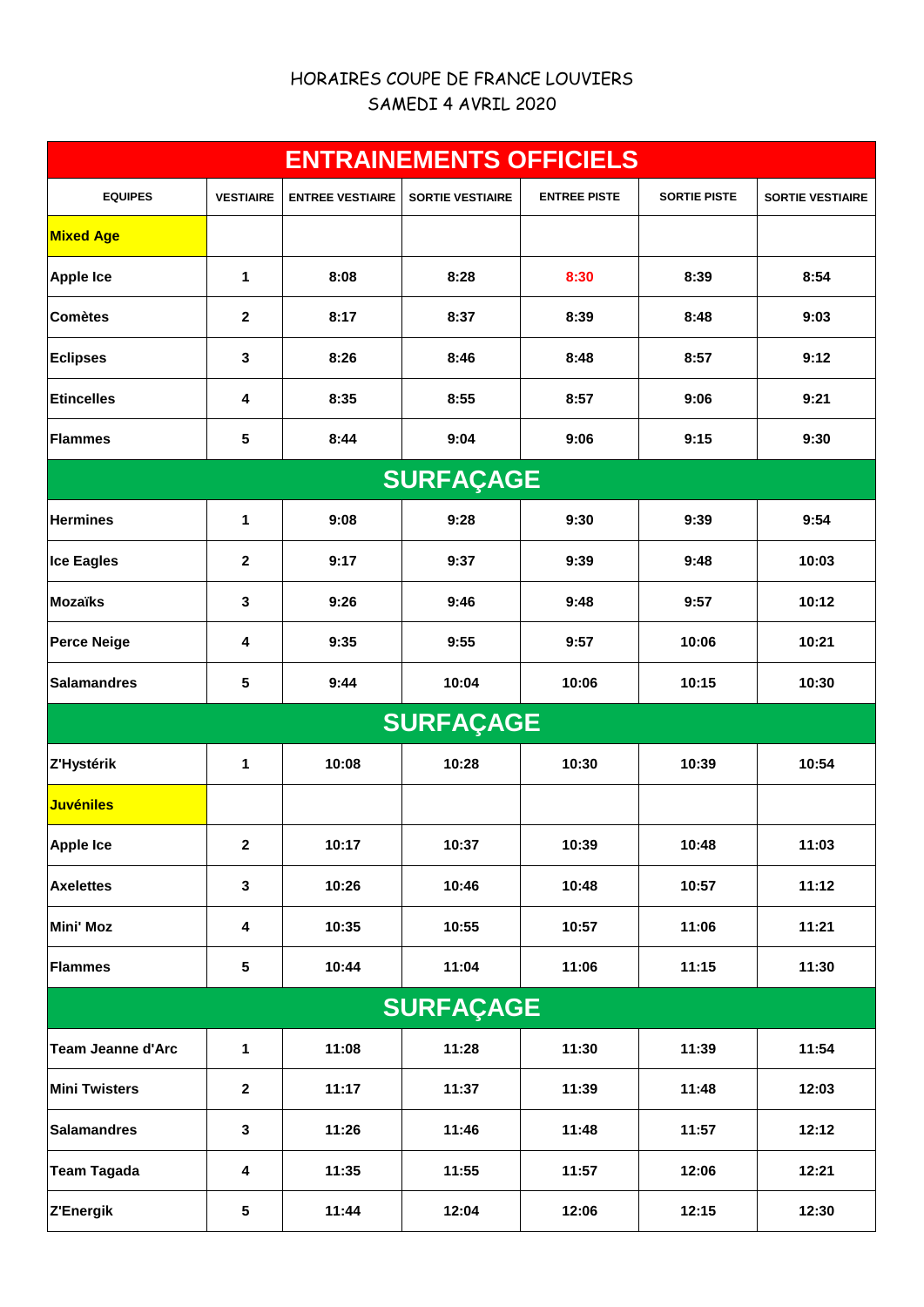HORAIRES COUPE DE FRANCE LOUVIERS

SAMEDI 4 AVRIL 2020

| ENTRAINEMENTS OFFICIELS | | | | | | |
|---|---|---|---|---|---|---|
| EQUIPES | VESTIAIRE | ENTREE VESTIAIRE | SORTIE VESTIAIRE | ENTREE PISTE | SORTIE PISTE | SORTIE VESTIAIRE |
| **Mixed Age** | | | | | | |
| Apple Ice | 1 | 8:08 | 8:28 | 8:30 | 8:39 | 8:54 |
| Comètes | 2 | 8:17 | 8:37 | 8:39 | 8:48 | 9:03 |
| Eclipses | 3 | 8:26 | 8:46 | 8:48 | 8:57 | 9:12 |
| Etincelles | 4 | 8:35 | 8:55 | 8:57 | 9:06 | 9:21 |
| Flammes | 5 | 8:44 | 9:04 | 9:06 | 9:15 | 9:30 |
| **SURFAÇAGE** | | | | | | |
| Hermines | 1 | 9:08 | 9:28 | 9:30 | 9:39 | 9:54 |
| Ice Eagles | 2 | 9:17 | 9:37 | 9:39 | 9:48 | 10:03 |
| Mozaïks | 3 | 9:26 | 9:46 | 9:48 | 9:57 | 10:12 |
| Perce Neige | 4 | 9:35 | 9:55 | 9:57 | 10:06 | 10:21 |
| Salamandres | 5 | 9:44 | 10:04 | 10:06 | 10:15 | 10:30 |
| **SURFAÇAGE** | | | | | | |
| Z'Hystérik | 1 | 10:08 | 10:28 | 10:30 | 10:39 | 10:54 |
| **Juvéniles** | | | | | | |
| Apple Ice | 2 | 10:17 | 10:37 | 10:39 | 10:48 | 11:03 |
| Axelettes | 3 | 10:26 | 10:46 | 10:48 | 10:57 | 11:12 |
| Mini' Moz | 4 | 10:35 | 10:55 | 10:57 | 11:06 | 11:21 |
| Flammes | 5 | 10:44 | 11:04 | 11:06 | 11:15 | 11:30 |
| **SURFAÇAGE** | | | | | | |
| Team Jeanne d'Arc | 1 | 11:08 | 11:28 | 11:30 | 11:39 | 11:54 |
| Mini Twisters | 2 | 11:17 | 11:37 | 11:39 | 11:48 | 12:03 |
| Salamandres | 3 | 11:26 | 11:46 | 11:48 | 11:57 | 12:12 |
| Team Tagada | 4 | 11:35 | 11:55 | 11:57 | 12:06 | 12:21 |
| Z'Energik | 5 | 11:44 | 12:04 | 12:06 | 12:15 | 12:30 |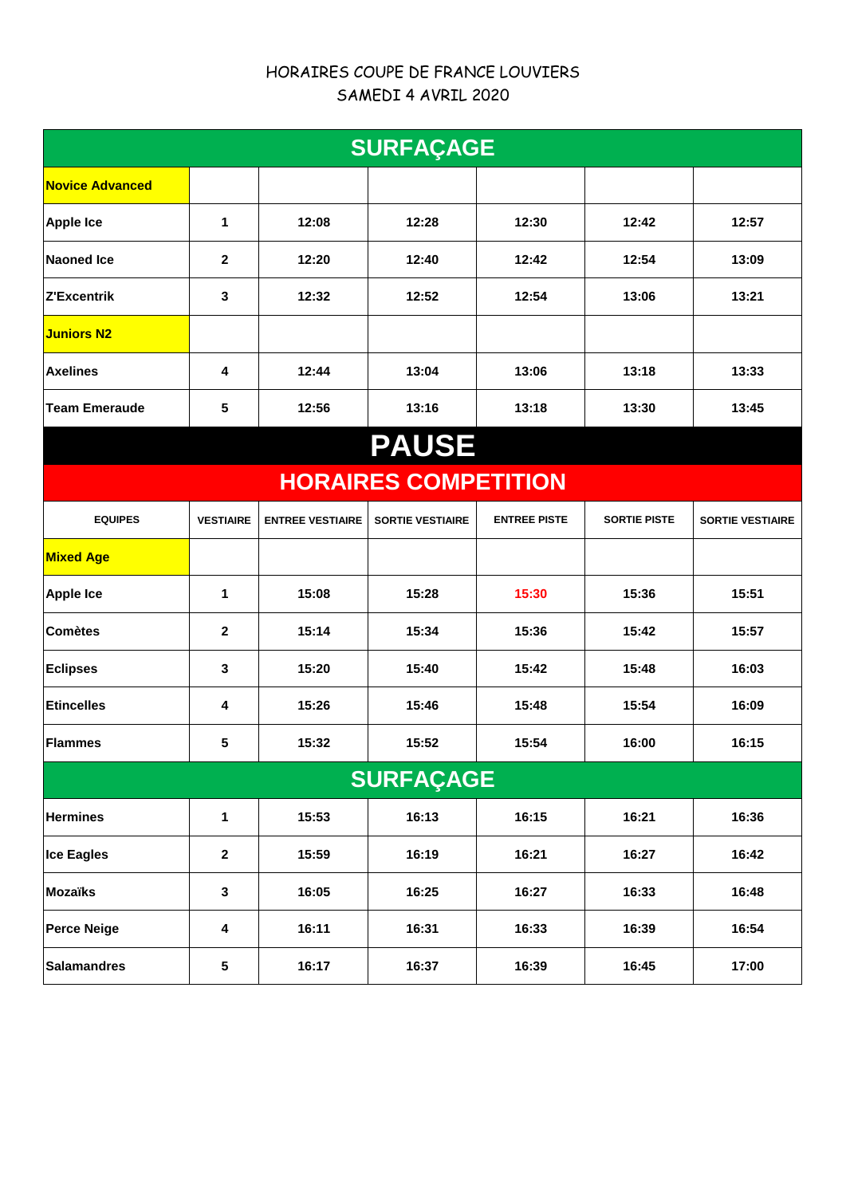HORAIRES COUPE DE FRANCE LOUVIERS

SAMEDI 4 AVRIL 2020

| SURFAÇAGE | | | | | | |
|---|---|---|---|---|---|---|
| **Novice Advanced** | | | | | | |
| **Apple Ice** | **1** | **12:08** | **12:28** | **12:30** | **12:42** | **12:57** |
| **Naoned Ice** | **2** | **12:20** | **12:40** | **12:42** | **12:54** | **13:09** |
| **Z'Excentrik** | **3** | **12:32** | **12:52** | **12:54** | **13:06** | **13:21** |
| **Juniors N2** | | | | | | |
| **Axelines** | **4** | **12:44** | **13:04** | **13:06** | **13:18** | **13:33** |
| **Team Emeraude** | **5** | **12:56** | **13:16** | **13:18** | **13:30** | **13:45** |
| **PAUSE** | | | | | | |
| **HORAIRES COMPETITION** | | | | | | |
| **EQUIPES** | **VESTIAIRE** | **ENTREE VESTIAIRE** | **SORTIE VESTIAIRE** | **ENTREE PISTE** | **SORTIE PISTE** | **SORTIE VESTIAIRE** |
| **Mixed Age** | | | | | | |
| **Apple Ice** | **1** | **15:08** | **15:28** | **15:30** | **15:36** | **15:51** |
| **Comètes** | **2** | **15:14** | **15:34** | **15:36** | **15:42** | **15:57** |
| **Eclipses** | **3** | **15:20** | **15:40** | **15:42** | **15:48** | **16:03** |
| **Etincelles** | **4** | **15:26** | **15:46** | **15:48** | **15:54** | **16:09** |
| **Flammes** | **5** | **15:32** | **15:52** | **15:54** | **16:00** | **16:15** |
| **SURFAÇAGE** | | | | | | |
| **Hermines** | **1** | **15:53** | **16:13** | **16:15** | **16:21** | **16:36** |
| **Ice Eagles** | **2** | **15:59** | **16:19** | **16:21** | **16:27** | **16:42** |
| **Mozaïks** | **3** | **16:05** | **16:25** | **16:27** | **16:33** | **16:48** |
| **Perce Neige** | **4** | **16:11** | **16:31** | **16:33** | **16:39** | **16:54** |
| **Salamandres** | **5** | **16:17** | **16:37** | **16:39** | **16:45** | **17:00** |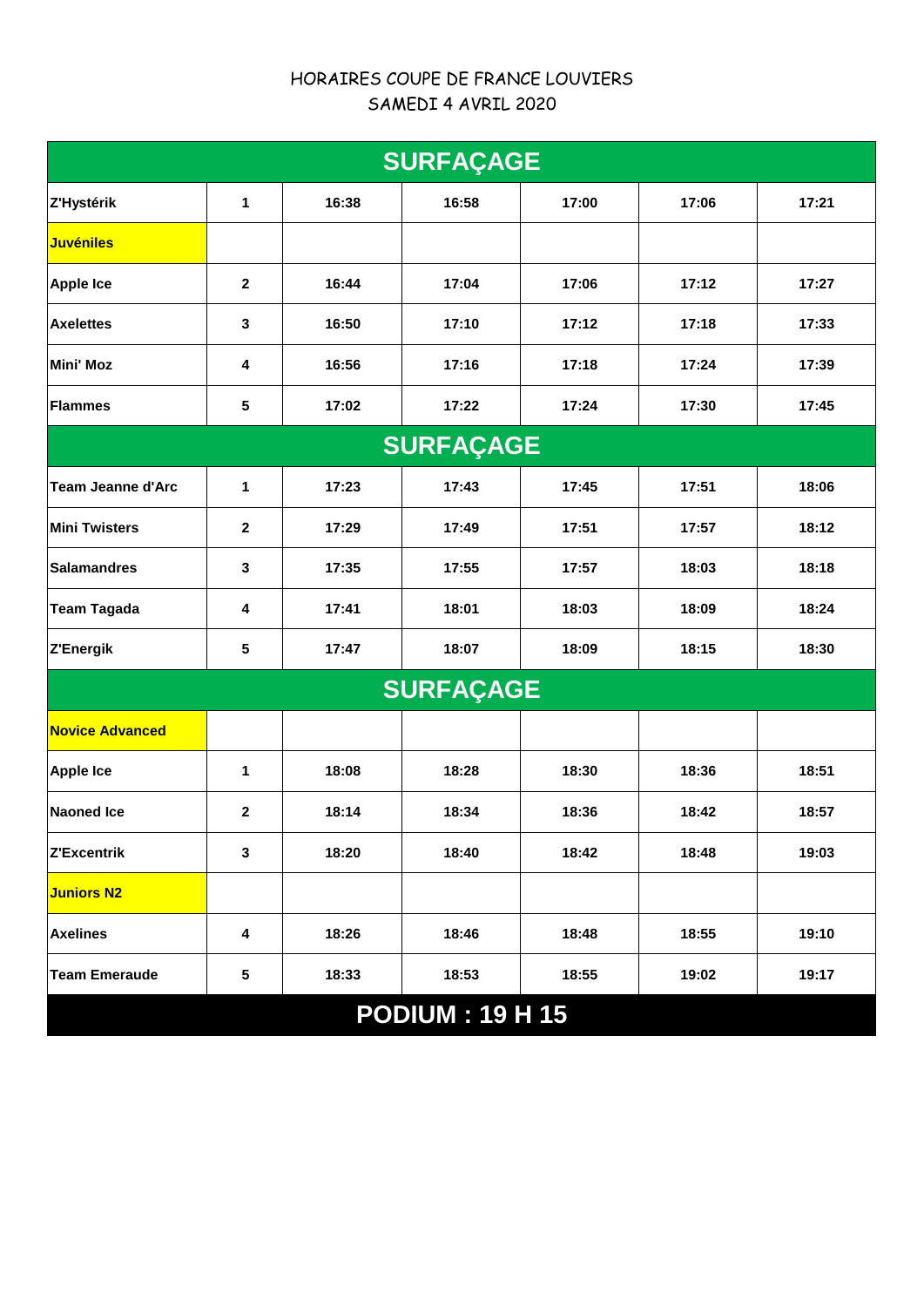HORAIRES COUPE DE FRANCE LOUVIERS
SAMEDI 4 AVRIL 2020

| SURFAÇAGE | | | | | | |
|---|---|---|---|---|---|---|
| Z'Hystérik | 1 | 16:38 | 16:58 | 17:00 | 17:06 | 17:21 |
| **Juvéniles** | | | | | | |
| Apple Ice | 2 | 16:44 | 17:04 | 17:06 | 17:12 | 17:27 |
| Axelettes | 3 | 16:50 | 17:10 | 17:12 | 17:18 | 17:33 |
| Mini' Moz | 4 | 16:56 | 17:16 | 17:18 | 17:24 | 17:39 |
| Flammes | 5 | 17:02 | 17:22 | 17:24 | 17:30 | 17:45 |
| **SURFAÇAGE** | | | | | | |
| Team Jeanne d'Arc | 1 | 17:23 | 17:43 | 17:45 | 17:51 | 18:06 |
| Mini Twisters | 2 | 17:29 | 17:49 | 17:51 | 17:57 | 18:12 |
| Salamandres | 3 | 17:35 | 17:55 | 17:57 | 18:03 | 18:18 |
| Team Tagada | 4 | 17:41 | 18:01 | 18:03 | 18:09 | 18:24 |
| Z'Energik | 5 | 17:47 | 18:07 | 18:09 | 18:15 | 18:30 |
| **SURFAÇAGE** | | | | | | |
| **Novice Advanced** | | | | | | |
| Apple Ice | 1 | 18:08 | 18:28 | 18:30 | 18:36 | 18:51 |
| Naoned Ice | 2 | 18:14 | 18:34 | 18:36 | 18:42 | 18:57 |
| Z'Excentrik | 3 | 18:20 | 18:40 | 18:42 | 18:48 | 19:03 |
| **Juniors N2** | | | | | | |
| Axelines | 4 | 18:26 | 18:46 | 18:48 | 18:55 | 19:10 |
| Team Emeraude | 5 | 18:33 | 18:53 | 18:55 | 19:02 | 19:17 |

**PODIUM : 19 H 15**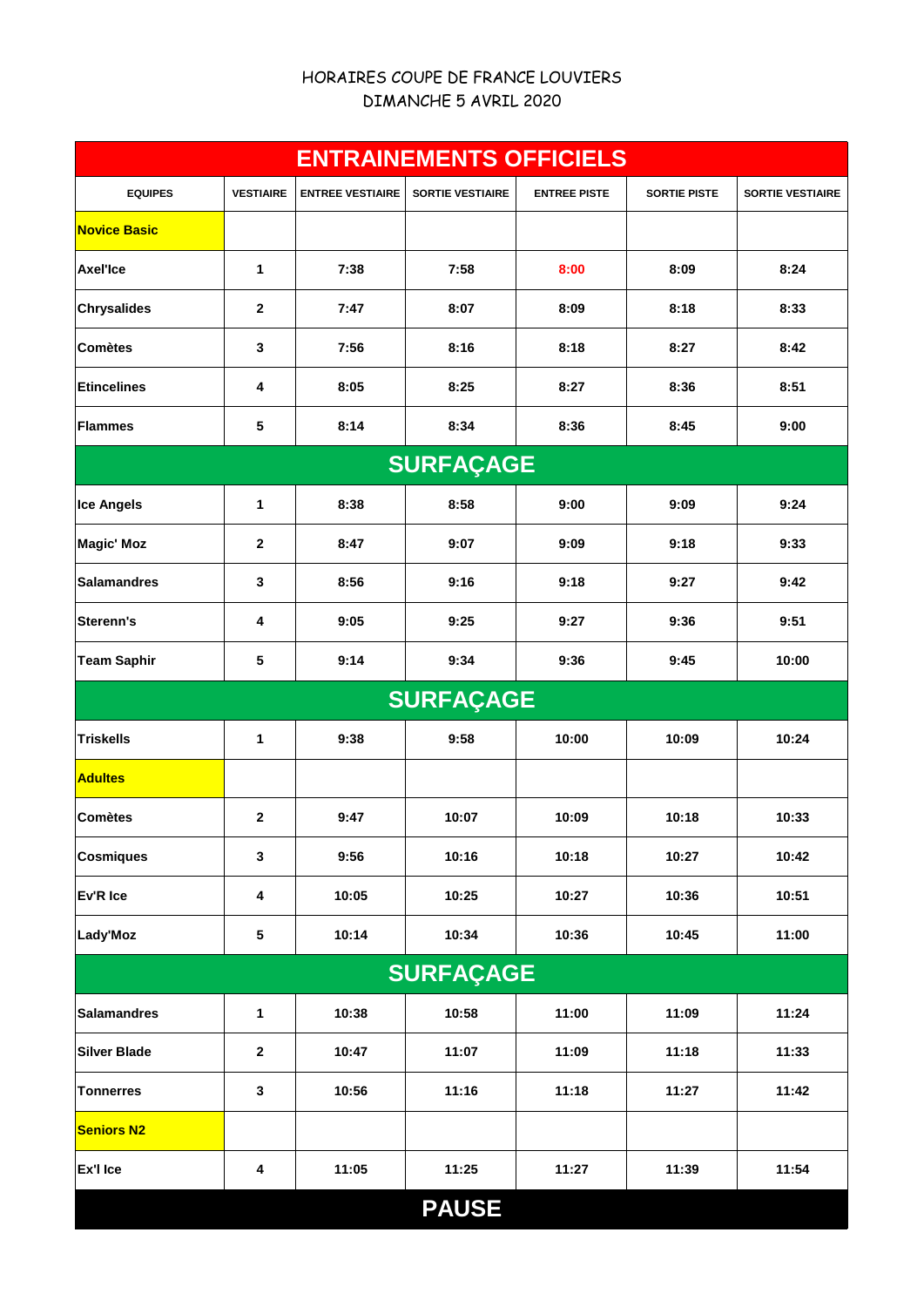HORAIRES COUPE DE FRANCE LOUVIERS
DIMANCHE 5 AVRIL 2020

| ENTRAINEMENTS OFFICIELS | | | | | | |
|---|---|---|---|---|---|---|
| **EQUIPES** | **VESTIAIRE** | **ENTREE VESTIAIRE** | **SORTIE VESTIAIRE** | **ENTREE PISTE** | **SORTIE PISTE** | **SORTIE VESTIAIRE** |
| **Novice Basic** | | | | | | |
| **Axel'Ice** | **1** | **7:38** | **7:58** | **8:00** | **8:09** | **8:24** |
| **Chrysalides** | **2** | **7:47** | **8:07** | **8:09** | **8:18** | **8:33** |
| **Comètes** | **3** | **7:56** | **8:16** | **8:18** | **8:27** | **8:42** |
| **Etincelines** | **4** | **8:05** | **8:25** | **8:27** | **8:36** | **8:51** |
| **Flammes** | **5** | **8:14** | **8:34** | **8:36** | **8:45** | **9:00** |
| **SURFAÇAGE** | | | | | | |
| **Ice Angels** | **1** | **8:38** | **8:58** | **9:00** | **9:09** | **9:24** |
| **Magic' Moz** | **2** | **8:47** | **9:07** | **9:09** | **9:18** | **9:33** |
| **Salamandres** | **3** | **8:56** | **9:16** | **9:18** | **9:27** | **9:42** |
| **Sterenn's** | **4** | **9:05** | **9:25** | **9:27** | **9:36** | **9:51** |
| **Team Saphir** | **5** | **9:14** | **9:34** | **9:36** | **9:45** | **10:00** |
| **SURFAÇAGE** | | | | | | |
| **Triskells** | **1** | **9:38** | **9:58** | **10:00** | **10:09** | **10:24** |
| **Adultes** | | | | | | |
| **Comètes** | **2** | **9:47** | **10:07** | **10:09** | **10:18** | **10:33** |
| **Cosmiques** | **3** | **9:56** | **10:16** | **10:18** | **10:27** | **10:42** |
| **Ev'R Ice** | **4** | **10:05** | **10:25** | **10:27** | **10:36** | **10:51** |
| **Lady'Moz** | **5** | **10:14** | **10:34** | **10:36** | **10:45** | **11:00** |
| **SURFAÇAGE** | | | | | | |
| **Salamandres** | **1** | **10:38** | **10:58** | **11:00** | **11:09** | **11:24** |
| **Silver Blade** | **2** | **10:47** | **11:07** | **11:09** | **11:18** | **11:33** |
| **Tonnerres** | **3** | **10:56** | **11:16** | **11:18** | **11:27** | **11:42** |
| **Seniors N2** | | | | | | |
| **Ex'I Ice** | **4** | **11:05** | **11:25** | **11:27** | **11:39** | **11:54** |
| **PAUSE** | | | | | | |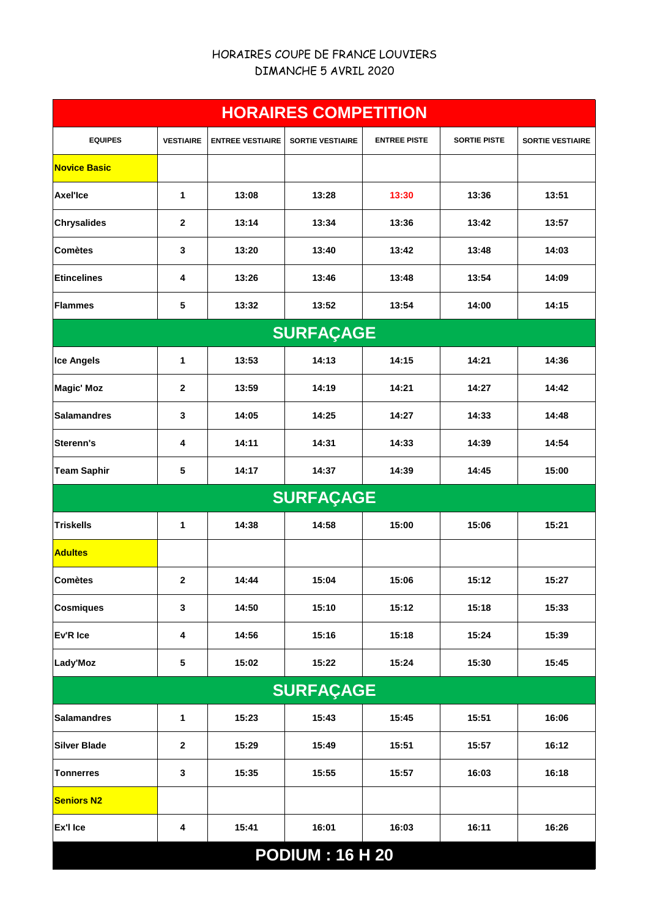HORAIRES COUPE DE FRANCE LOUVIERS
DIMANCHE 5 AVRIL 2020

| HORAIRES COMPETITION | | | | | | |
|---|---|---|---|---|---|---|
| EQUIPES | VESTIAIRE | ENTREE VESTIAIRE | SORTIE VESTIAIRE | ENTREE PISTE | SORTIE PISTE | SORTIE VESTIAIRE |
| **Novice Basic** | | | | | | |
| Axel'Ice | 1 | 13:08 | 13:28 | 13:30 | 13:36 | 13:51 |
| Chrysalides | 2 | 13:14 | 13:34 | 13:36 | 13:42 | 13:57 |
| Comètes | 3 | 13:20 | 13:40 | 13:42 | 13:48 | 14:03 |
| Etincelines | 4 | 13:26 | 13:46 | 13:48 | 13:54 | 14:09 |
| Flammes | 5 | 13:32 | 13:52 | 13:54 | 14:00 | 14:15 |
| SURFAÇAGE | | | | | | |
| Ice Angels | 1 | 13:53 | 14:13 | 14:15 | 14:21 | 14:36 |
| Magic' Moz | 2 | 13:59 | 14:19 | 14:21 | 14:27 | 14:42 |
| Salamandres | 3 | 14:05 | 14:25 | 14:27 | 14:33 | 14:48 |
| Sterenn's | 4 | 14:11 | 14:31 | 14:33 | 14:39 | 14:54 |
| Team Saphir | 5 | 14:17 | 14:37 | 14:39 | 14:45 | 15:00 |
| SURFAÇAGE | | | | | | |
| Triskells | 1 | 14:38 | 14:58 | 15:00 | 15:06 | 15:21 |
| **Adultes** | | | | | | |
| Comètes | 2 | 14:44 | 15:04 | 15:06 | 15:12 | 15:27 |
| Cosmiques | 3 | 14:50 | 15:10 | 15:12 | 15:18 | 15:33 |
| Ev'R Ice | 4 | 14:56 | 15:16 | 15:18 | 15:24 | 15:39 |
| Lady'Moz | 5 | 15:02 | 15:22 | 15:24 | 15:30 | 15:45 |
| SURFAÇAGE | | | | | | |
| Salamandres | 1 | 15:23 | 15:43 | 15:45 | 15:51 | 16:06 |
| Silver Blade | 2 | 15:29 | 15:49 | 15:51 | 15:57 | 16:12 |
| Tonnerres | 3 | 15:35 | 15:55 | 15:57 | 16:03 | 16:18 |
| **Seniors N2** | | | | | | |
| Ex'l Ice | 4 | 15:41 | 16:01 | 16:03 | 16:11 | 16:26 |
| PODIUM : 16 H 20 | | | | | | |